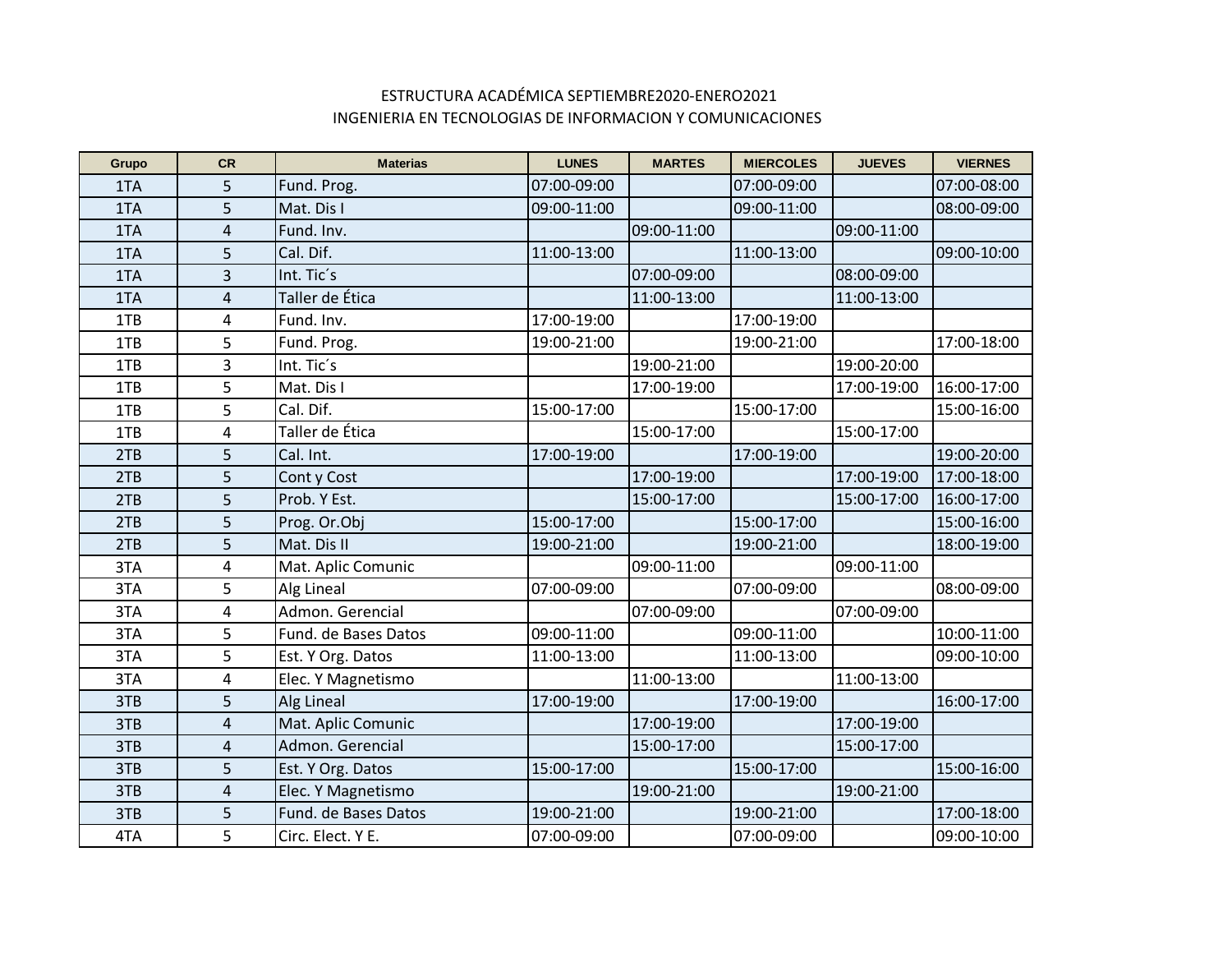# ESTRUCTURA ACADÉMICA SEPTIEMBRE2020-ENERO2021
## INGENIERIA EN TECNOLOGIAS DE INFORMACION Y COMUNICACIONES

| Grupo | CR | Materias | LUNES | MARTES | MIERCOLES | JUEVES | VIERNES |
|---|---|---|---|---|---|---|---|
| 1TA | 5 | Fund. Prog. | 07:00-09:00 | | 07:00-09:00 | | 07:00-08:00 |
| 1TA | 5 | Mat. Dis I | 09:00-11:00 | | 09:00-11:00 | | 08:00-09:00 |
| 1TA | 4 | Fund. Inv. | | 09:00-11:00 | | 09:00-11:00 | |
| 1TA | 5 | Cal. Dif. | 11:00-13:00 | | 11:00-13:00 | | 09:00-10:00 |
| 1TA | 3 | Int. Tic´s | | 07:00-09:00 | | 08:00-09:00 | |
| 1TA | 4 | Taller de Ética | | 11:00-13:00 | | 11:00-13:00 | |
| 1TB | 4 | Fund. Inv. | 17:00-19:00 | | 17:00-19:00 | | |
| 1TB | 5 | Fund. Prog. | 19:00-21:00 | | 19:00-21:00 | | 17:00-18:00 |
| 1TB | 3 | Int. Tic´s | | 19:00-21:00 | | 19:00-20:00 | |
| 1TB | 5 | Mat. Dis I | | 17:00-19:00 | | 17:00-19:00 | 16:00-17:00 |
| 1TB | 5 | Cal. Dif. | 15:00-17:00 | | 15:00-17:00 | | 15:00-16:00 |
| 1TB | 4 | Taller de Ética | | 15:00-17:00 | | 15:00-17:00 | |
| 2TB | 5 | Cal. Int. | 17:00-19:00 | | 17:00-19:00 | | 19:00-20:00 |
| 2TB | 5 | Cont y Cost | | 17:00-19:00 | | 17:00-19:00 | 17:00-18:00 |
| 2TB | 5 | Prob. Y Est. | | 15:00-17:00 | | 15:00-17:00 | 16:00-17:00 |
| 2TB | 5 | Prog. Or.Obj | 15:00-17:00 | | 15:00-17:00 | | 15:00-16:00 |
| 2TB | 5 | Mat. Dis II | 19:00-21:00 | | 19:00-21:00 | | 18:00-19:00 |
| 3TA | 4 | Mat. Aplic Comunic | | 09:00-11:00 | | 09:00-11:00 | |
| 3TA | 5 | Alg Lineal | 07:00-09:00 | | 07:00-09:00 | | 08:00-09:00 |
| 3TA | 4 | Admon. Gerencial | | 07:00-09:00 | | 07:00-09:00 | |
| 3TA | 5 | Fund. de Bases Datos | 09:00-11:00 | | 09:00-11:00 | | 10:00-11:00 |
| 3TA | 5 | Est. Y Org. Datos | 11:00-13:00 | | 11:00-13:00 | | 09:00-10:00 |
| 3TA | 4 | Elec. Y Magnetismo | | 11:00-13:00 | | 11:00-13:00 | |
| 3TB | 5 | Alg Lineal | 17:00-19:00 | | 17:00-19:00 | | 16:00-17:00 |
| 3TB | 4 | Mat. Aplic Comunic | | 17:00-19:00 | | 17:00-19:00 | |
| 3TB | 4 | Admon. Gerencial | | 15:00-17:00 | | 15:00-17:00 | |
| 3TB | 5 | Est. Y Org. Datos | 15:00-17:00 | | 15:00-17:00 | | 15:00-16:00 |
| 3TB | 4 | Elec. Y Magnetismo | | 19:00-21:00 | | 19:00-21:00 | |
| 3TB | 5 | Fund. de Bases Datos | 19:00-21:00 | | 19:00-21:00 | | 17:00-18:00 |
| 4TA | 5 | Circ. Elect. Y E. | 07:00-09:00 | | 07:00-09:00 | | 09:00-10:00 |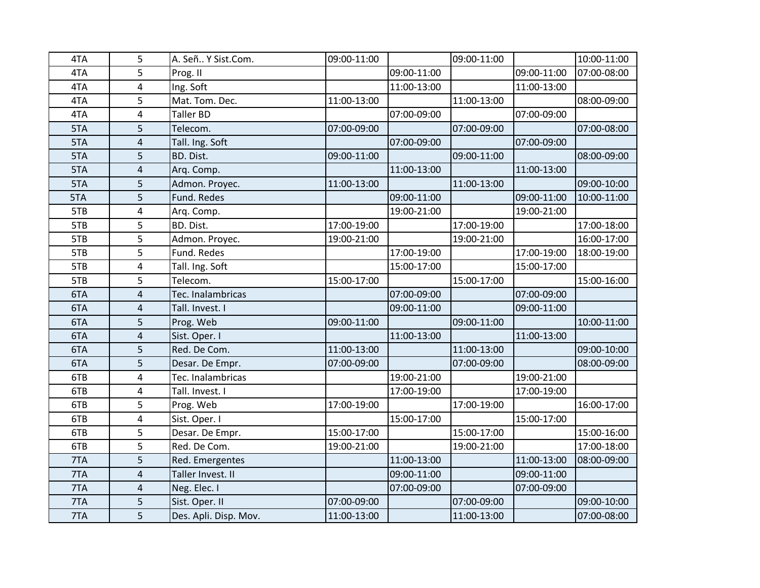| | | | | | | | |
|---|---|---|---|---|---|---|---|
| 4TA | 5 | A. Señ.. Y Sist.Com. | 09:00-11:00 | | 09:00-11:00 | | 10:00-11:00 |
| 4TA | 5 | Prog. II | | 09:00-11:00 | | 09:00-11:00 | 07:00-08:00 |
| 4TA | 4 | Ing. Soft | | 11:00-13:00 | | 11:00-13:00 | |
| 4TA | 5 | Mat. Tom. Dec. | 11:00-13:00 | | 11:00-13:00 | | 08:00-09:00 |
| 4TA | 4 | Taller BD | | 07:00-09:00 | | 07:00-09:00 | |
| 5TA | 5 | Telecom. | 07:00-09:00 | | 07:00-09:00 | | 07:00-08:00 |
| 5TA | 4 | Tall. Ing. Soft | | 07:00-09:00 | | 07:00-09:00 | |
| 5TA | 5 | BD. Dist. | 09:00-11:00 | | 09:00-11:00 | | 08:00-09:00 |
| 5TA | 4 | Arq. Comp. | | 11:00-13:00 | | 11:00-13:00 | |
| 5TA | 5 | Admon. Proyec. | 11:00-13:00 | | 11:00-13:00 | | 09:00-10:00 |
| 5TA | 5 | Fund. Redes | | 09:00-11:00 | | 09:00-11:00 | 10:00-11:00 |
| 5TB | 4 | Arq. Comp. | | 19:00-21:00 | | 19:00-21:00 | |
| 5TB | 5 | BD. Dist. | 17:00-19:00 | | 17:00-19:00 | | 17:00-18:00 |
| 5TB | 5 | Admon. Proyec. | 19:00-21:00 | | 19:00-21:00 | | 16:00-17:00 |
| 5TB | 5 | Fund. Redes | | 17:00-19:00 | | 17:00-19:00 | 18:00-19:00 |
| 5TB | 4 | Tall. Ing. Soft | | 15:00-17:00 | | 15:00-17:00 | |
| 5TB | 5 | Telecom. | 15:00-17:00 | | 15:00-17:00 | | 15:00-16:00 |
| 6TA | 4 | Tec. Inalambricas | | 07:00-09:00 | | 07:00-09:00 | |
| 6TA | 4 | Tall. Invest. I | | 09:00-11:00 | | 09:00-11:00 | |
| 6TA | 5 | Prog. Web | 09:00-11:00 | | 09:00-11:00 | | 10:00-11:00 |
| 6TA | 4 | Sist. Oper. I | | 11:00-13:00 | | 11:00-13:00 | |
| 6TA | 5 | Red. De Com. | 11:00-13:00 | | 11:00-13:00 | | 09:00-10:00 |
| 6TA | 5 | Desar. De Empr. | 07:00-09:00 | | 07:00-09:00 | | 08:00-09:00 |
| 6TB | 4 | Tec. Inalambricas | | 19:00-21:00 | | 19:00-21:00 | |
| 6TB | 4 | Tall. Invest. I | | 17:00-19:00 | | 17:00-19:00 | |
| 6TB | 5 | Prog. Web | 17:00-19:00 | | 17:00-19:00 | | 16:00-17:00 |
| 6TB | 4 | Sist. Oper. I | | 15:00-17:00 | | 15:00-17:00 | |
| 6TB | 5 | Desar. De Empr. | 15:00-17:00 | | 15:00-17:00 | | 15:00-16:00 |
| 6TB | 5 | Red. De Com. | 19:00-21:00 | | 19:00-21:00 | | 17:00-18:00 |
| 7TA | 5 | Red. Emergentes | | 11:00-13:00 | | 11:00-13:00 | 08:00-09:00 |
| 7TA | 4 | Taller Invest. II | | 09:00-11:00 | | 09:00-11:00 | |
| 7TA | 4 | Neg. Elec. I | | 07:00-09:00 | | 07:00-09:00 | |
| 7TA | 5 | Sist. Oper. II | 07:00-09:00 | | 07:00-09:00 | | 09:00-10:00 |
| 7TA | 5 | Des. Apli. Disp. Mov. | 11:00-13:00 | | 11:00-13:00 | | 07:00-08:00 |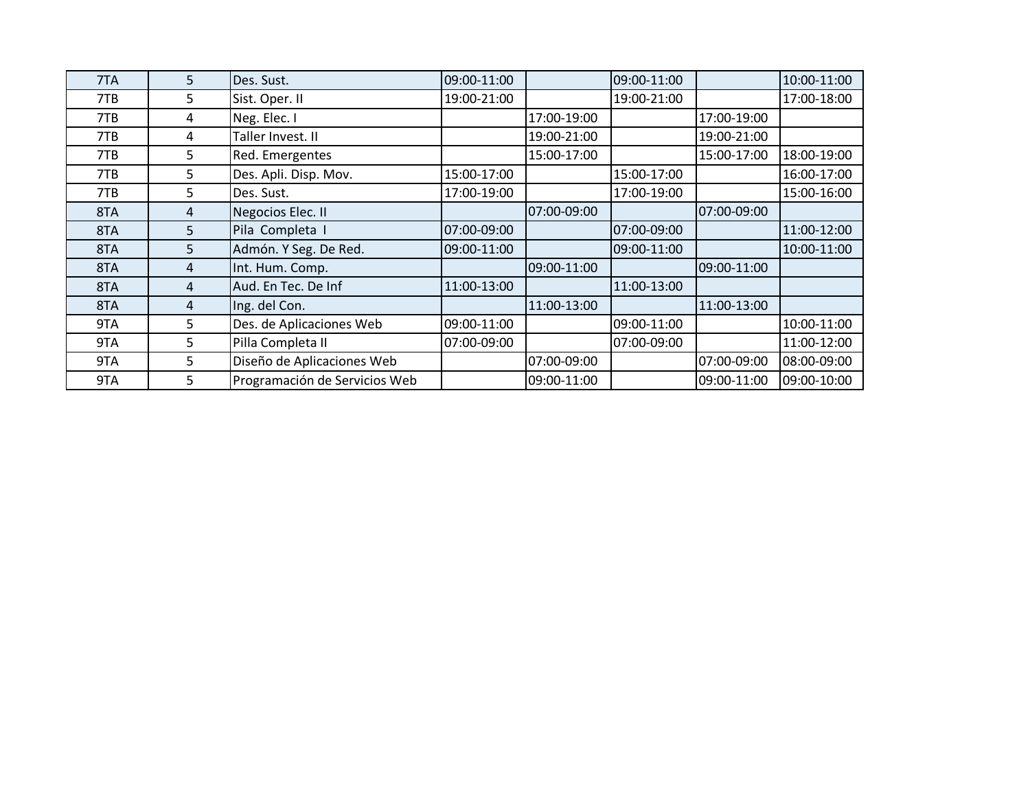| | | | | | | | |
|---|---|---|---|---|---|---|---|
| 7TA | 5 | Des. Sust. | 09:00-11:00 | | 09:00-11:00 | | 10:00-11:00 |
| 7TB | 5 | Sist. Oper. II | 19:00-21:00 | | 19:00-21:00 | | 17:00-18:00 |
| 7TB | 4 | Neg. Elec. I | | 17:00-19:00 | | 17:00-19:00 | |
| 7TB | 4 | Taller Invest. II | | 19:00-21:00 | | 19:00-21:00 | |
| 7TB | 5 | Red. Emergentes | | 15:00-17:00 | | 15:00-17:00 | 18:00-19:00 |
| 7TB | 5 | Des. Apli. Disp. Mov. | 15:00-17:00 | | 15:00-17:00 | | 16:00-17:00 |
| 7TB | 5 | Des. Sust. | 17:00-19:00 | | 17:00-19:00 | | 15:00-16:00 |
| 8TA | 4 | Negocios Elec. II | | 07:00-09:00 | | 07:00-09:00 | |
| 8TA | 5 | Pila Completa I | 07:00-09:00 | | 07:00-09:00 | | 11:00-12:00 |
| 8TA | 5 | Admón. Y Seg. De Red. | 09:00-11:00 | | 09:00-11:00 | | 10:00-11:00 |
| 8TA | 4 | Int. Hum. Comp. | | 09:00-11:00 | | 09:00-11:00 | |
| 8TA | 4 | Aud. En Tec. De Inf | 11:00-13:00 | | 11:00-13:00 | | |
| 8TA | 4 | Ing. del Con. | | 11:00-13:00 | | 11:00-13:00 | |
| 9TA | 5 | Des. de Aplicaciones Web | 09:00-11:00 | | 09:00-11:00 | | 10:00-11:00 |
| 9TA | 5 | Pilla Completa II | 07:00-09:00 | | 07:00-09:00 | | 11:00-12:00 |
| 9TA | 5 | Diseño de Aplicaciones Web | | 07:00-09:00 | | 07:00-09:00 | 08:00-09:00 |
| 9TA | 5 | Programación de Servicios Web | | 09:00-11:00 | | 09:00-11:00 | 09:00-10:00 |